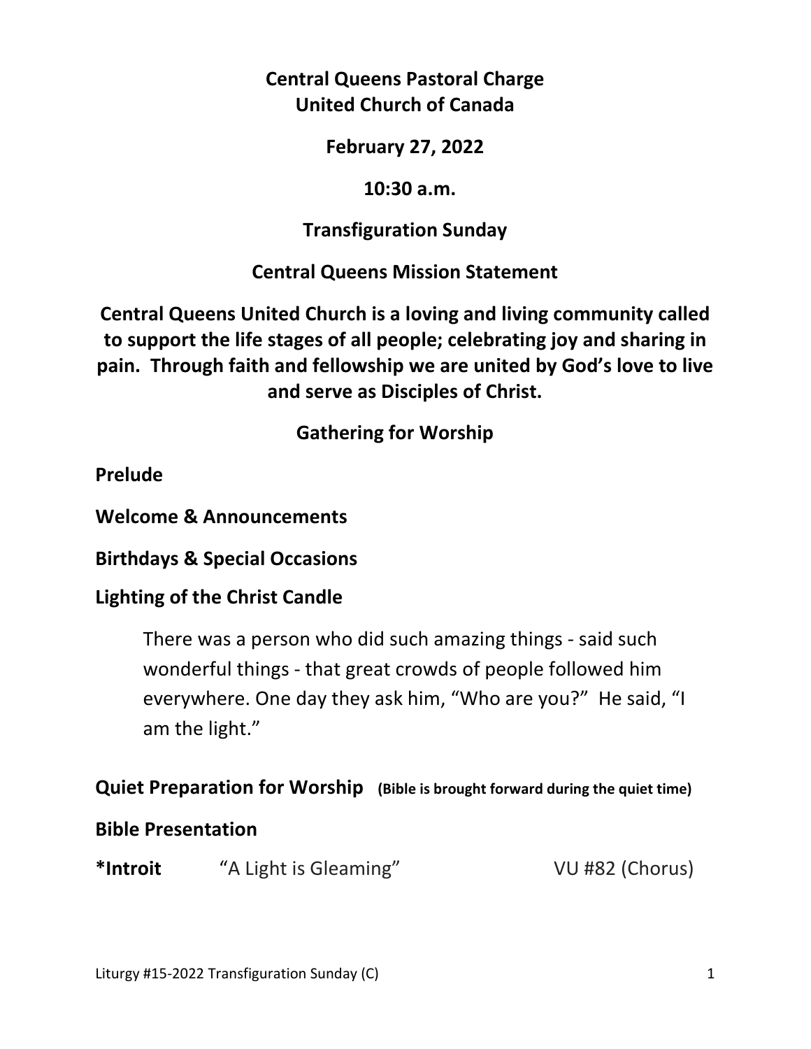**Central Queens Pastoral Charge**
**United Church of Canada**

**February 27, 2022**

**10:30 a.m.**

**Transfiguration Sunday**

**Central Queens Mission Statement**

**Central Queens United Church is a loving and living community called to support the life stages of all people; celebrating joy and sharing in pain. Through faith and fellowship we are united by God's love to live and serve as Disciples of Christ.**

## Gathering for Worship

**Prelude**

**Welcome & Announcements**

**Birthdays & Special Occasions**

**Lighting of the Christ Candle**

> There was a person who did such amazing things - said such wonderful things - that great crowds of people followed him everywhere. One day they ask him, "Who are you?" He said, "I am the light."

**Quiet Preparation for Worship** **(Bible is brought forward during the quiet time)**

**Bible Presentation**

***Introit** "A Light is Gleaming" VU #82 (Chorus)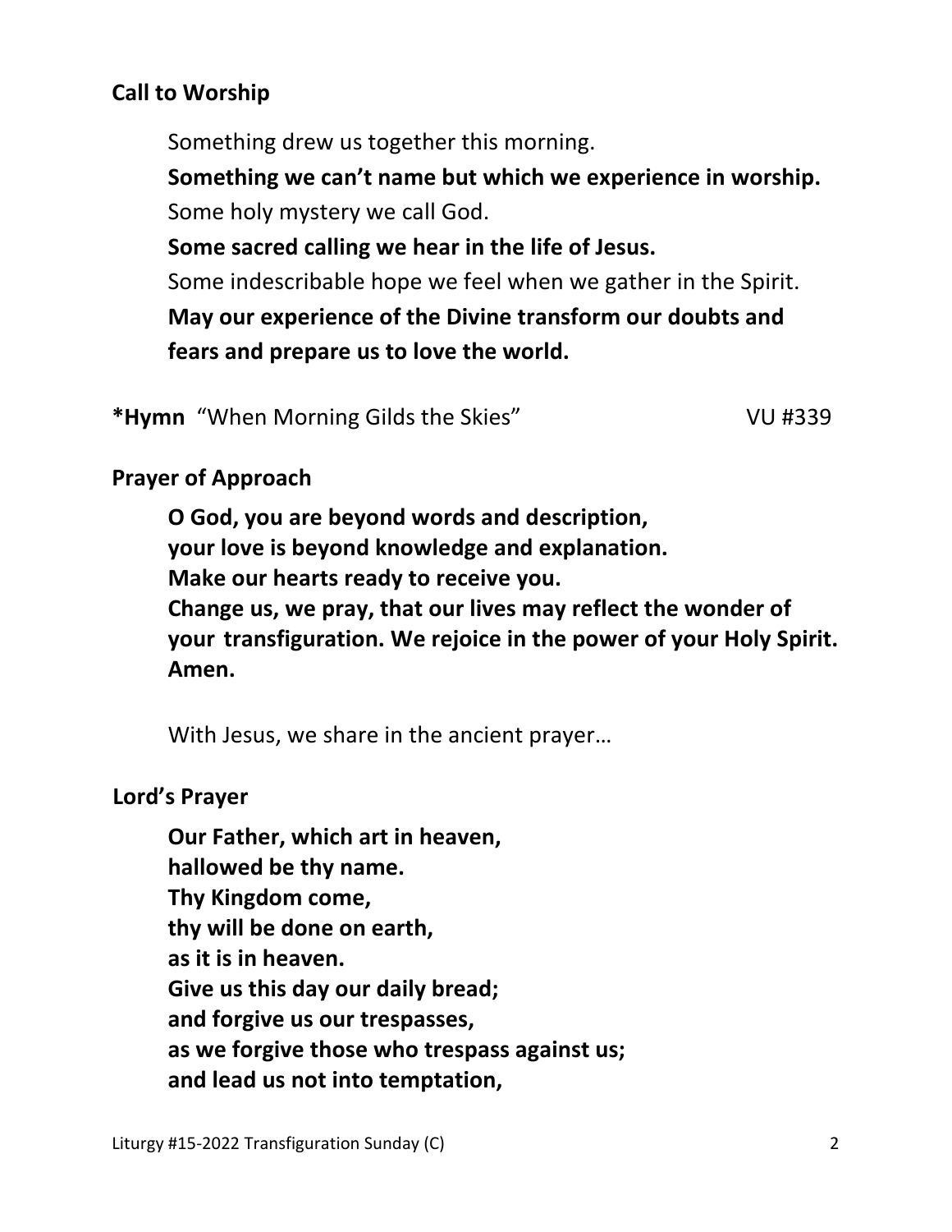**Call to Worship**

Something drew us together this morning.

**Something we can't name but which we experience in worship.**

Some holy mystery we call God.

**Some sacred calling we hear in the life of Jesus.**

Some indescribable hope we feel when we gather in the Spirit.

**May our experience of the Divine transform our doubts and fears and prepare us to love the world.**

***Hymn** "When Morning Gilds the Skies" VU #339

**Prayer of Approach**

**O God, you are beyond words and description,**
**your love is beyond knowledge and explanation.**
**Make our hearts ready to receive you.**
**Change us, we pray, that our lives may reflect the wonder of your transfiguration. We rejoice in the power of your Holy Spirit. Amen.**

With Jesus, we share in the ancient prayer…

**Lord's Prayer**

**Our Father, which art in heaven,**
**hallowed be thy name.**
**Thy Kingdom come,**
**thy will be done on earth,**
**as it is in heaven.**
**Give us this day our daily bread;**
**and forgive us our trespasses,**
**as we forgive those who trespass against us;**
**and lead us not into temptation,**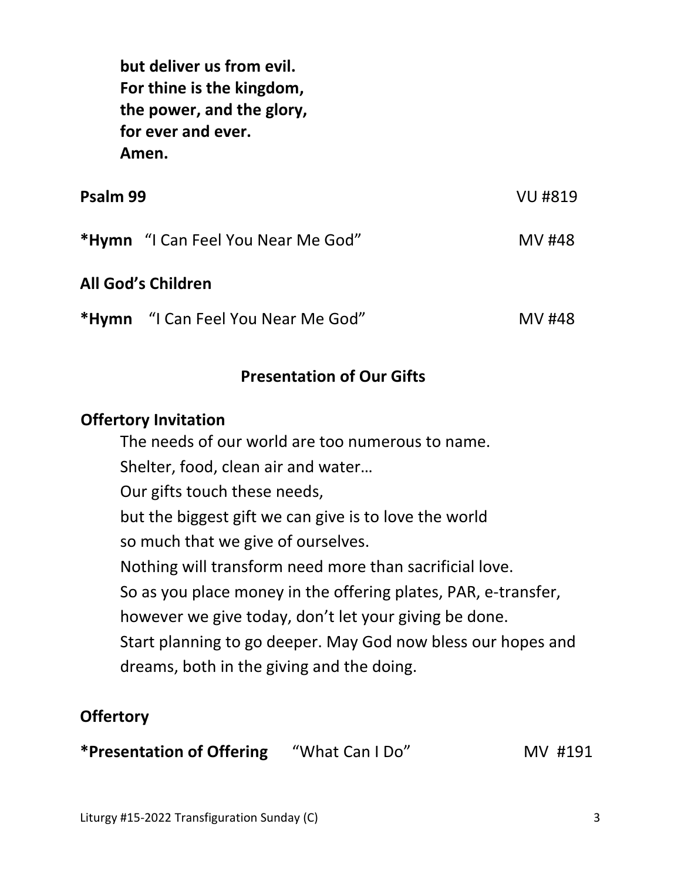**but deliver us from evil.**
**For thine is the kingdom,**
**the power, and the glory,**
**for ever and ever.**
**Amen.**

**Psalm 99** VU #819

***Hymn** "I Can Feel You Near Me God" MV #48

**All God's Children**

***Hymn** "I Can Feel You Near Me God" MV #48

## Presentation of Our Gifts

**Offertory Invitation**

The needs of our world are too numerous to name.
Shelter, food, clean air and water…
Our gifts touch these needs,
but the biggest gift we can give is to love the world
so much that we give of ourselves.
Nothing will transform need more than sacrificial love.
So as you place money in the offering plates, PAR, e-transfer,
however we give today, don't let your giving be done.
Start planning to go deeper. May God now bless our hopes and dreams, both in the giving and the doing.

**Offertory**

***Presentation of Offering** "What Can I Do" MV #191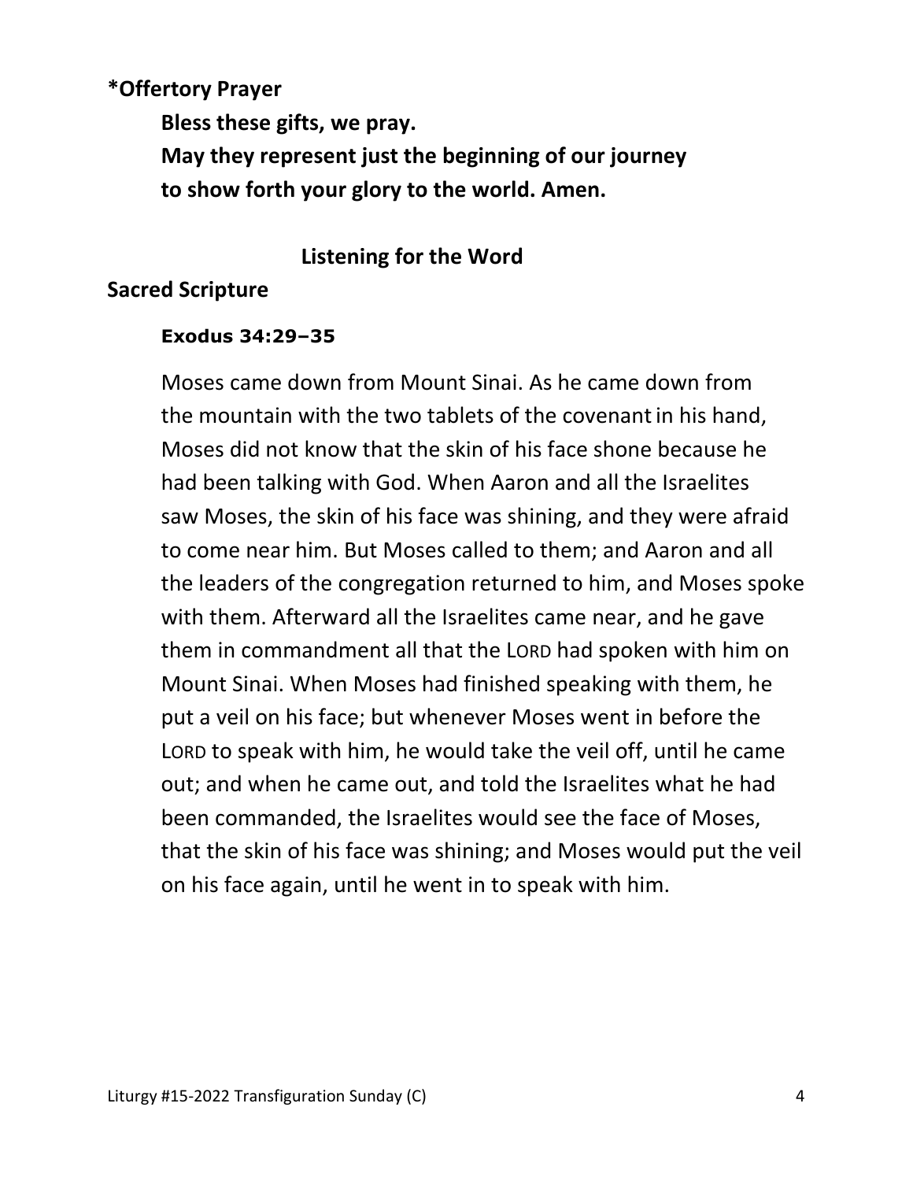**\*Offertory Prayer**

**Bless these gifts, we pray.**
**May they represent just the beginning of our journey**
**to show forth your glory to the world. Amen.**

## Listening for the Word

**Sacred Scripture**

**Exodus 34:29–35**

Moses came down from Mount Sinai. As he came down from the mountain with the two tablets of the covenant in his hand, Moses did not know that the skin of his face shone because he had been talking with God. When Aaron and all the Israelites saw Moses, the skin of his face was shining, and they were afraid to come near him. But Moses called to them; and Aaron and all the leaders of the congregation returned to him, and Moses spoke with them. Afterward all the Israelites came near, and he gave them in commandment all that the LORD had spoken with him on Mount Sinai. When Moses had finished speaking with them, he put a veil on his face; but whenever Moses went in before the LORD to speak with him, he would take the veil off, until he came out; and when he came out, and told the Israelites what he had been commanded, the Israelites would see the face of Moses, that the skin of his face was shining; and Moses would put the veil on his face again, until he went in to speak with him.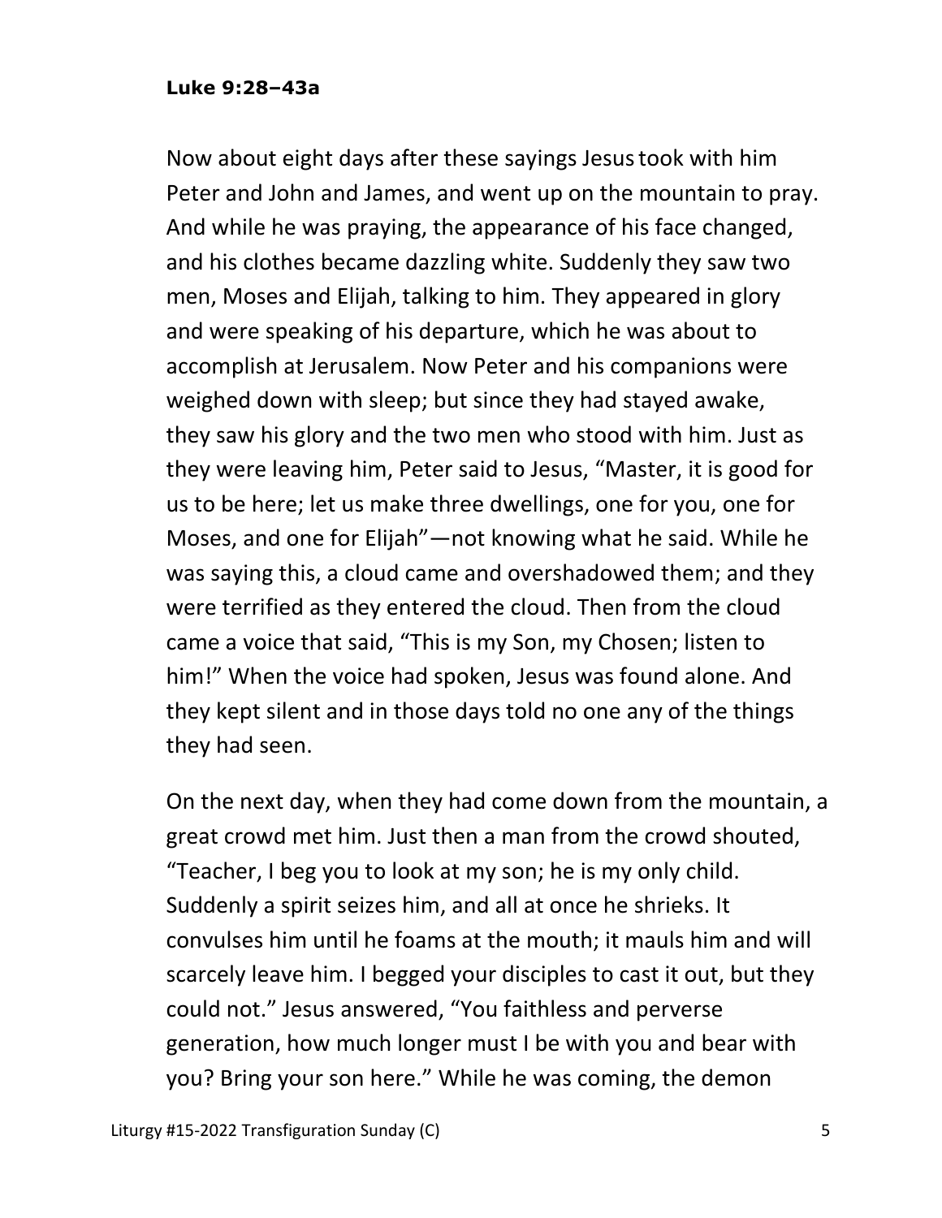**Luke 9:28–43a**

Now about eight days after these sayings Jesus took with him Peter and John and James, and went up on the mountain to pray. And while he was praying, the appearance of his face changed, and his clothes became dazzling white. Suddenly they saw two men, Moses and Elijah, talking to him. They appeared in glory and were speaking of his departure, which he was about to accomplish at Jerusalem. Now Peter and his companions were weighed down with sleep; but since they had stayed awake, they saw his glory and the two men who stood with him. Just as they were leaving him, Peter said to Jesus, "Master, it is good for us to be here; let us make three dwellings, one for you, one for Moses, and one for Elijah"—not knowing what he said. While he was saying this, a cloud came and overshadowed them; and they were terrified as they entered the cloud. Then from the cloud came a voice that said, "This is my Son, my Chosen; listen to him!" When the voice had spoken, Jesus was found alone. And they kept silent and in those days told no one any of the things they had seen.

On the next day, when they had come down from the mountain, a great crowd met him. Just then a man from the crowd shouted, "Teacher, I beg you to look at my son; he is my only child. Suddenly a spirit seizes him, and all at once he shrieks. It convulses him until he foams at the mouth; it mauls him and will scarcely leave him. I begged your disciples to cast it out, but they could not." Jesus answered, "You faithless and perverse generation, how much longer must I be with you and bear with you? Bring your son here." While he was coming, the demon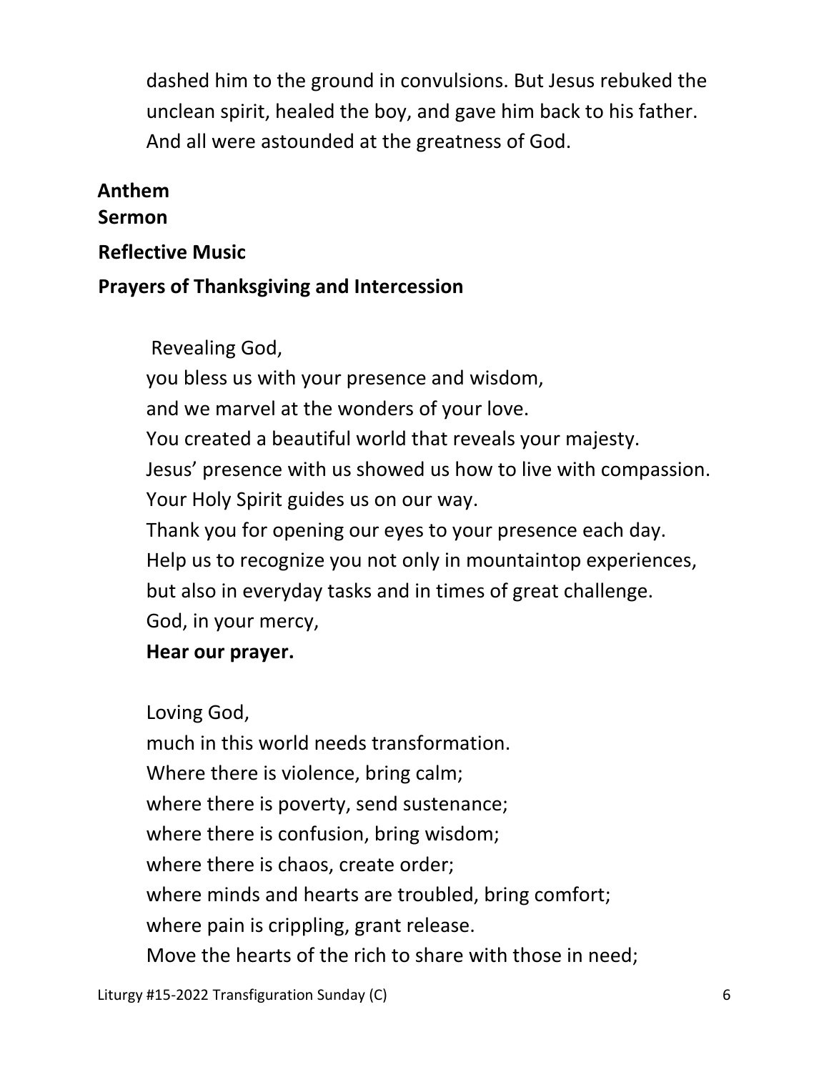dashed him to the ground in convulsions. But Jesus rebuked the unclean spirit, healed the boy, and gave him back to his father. And all were astounded at the greatness of God.

**Anthem**

**Sermon**

**Reflective Music**

**Prayers of Thanksgiving and Intercession**

Revealing God,
you bless us with your presence and wisdom,
and we marvel at the wonders of your love.
You created a beautiful world that reveals your majesty.
Jesus' presence with us showed us how to live with compassion.
Your Holy Spirit guides us on our way.
Thank you for opening our eyes to your presence each day.
Help us to recognize you not only in mountaintop experiences,
but also in everyday tasks and in times of great challenge.
God, in your mercy,
**Hear our prayer.**

Loving God,
much in this world needs transformation.
Where there is violence, bring calm;
where there is poverty, send sustenance;
where there is confusion, bring wisdom;
where there is chaos, create order;
where minds and hearts are troubled, bring comfort;
where pain is crippling, grant release.
Move the hearts of the rich to share with those in need;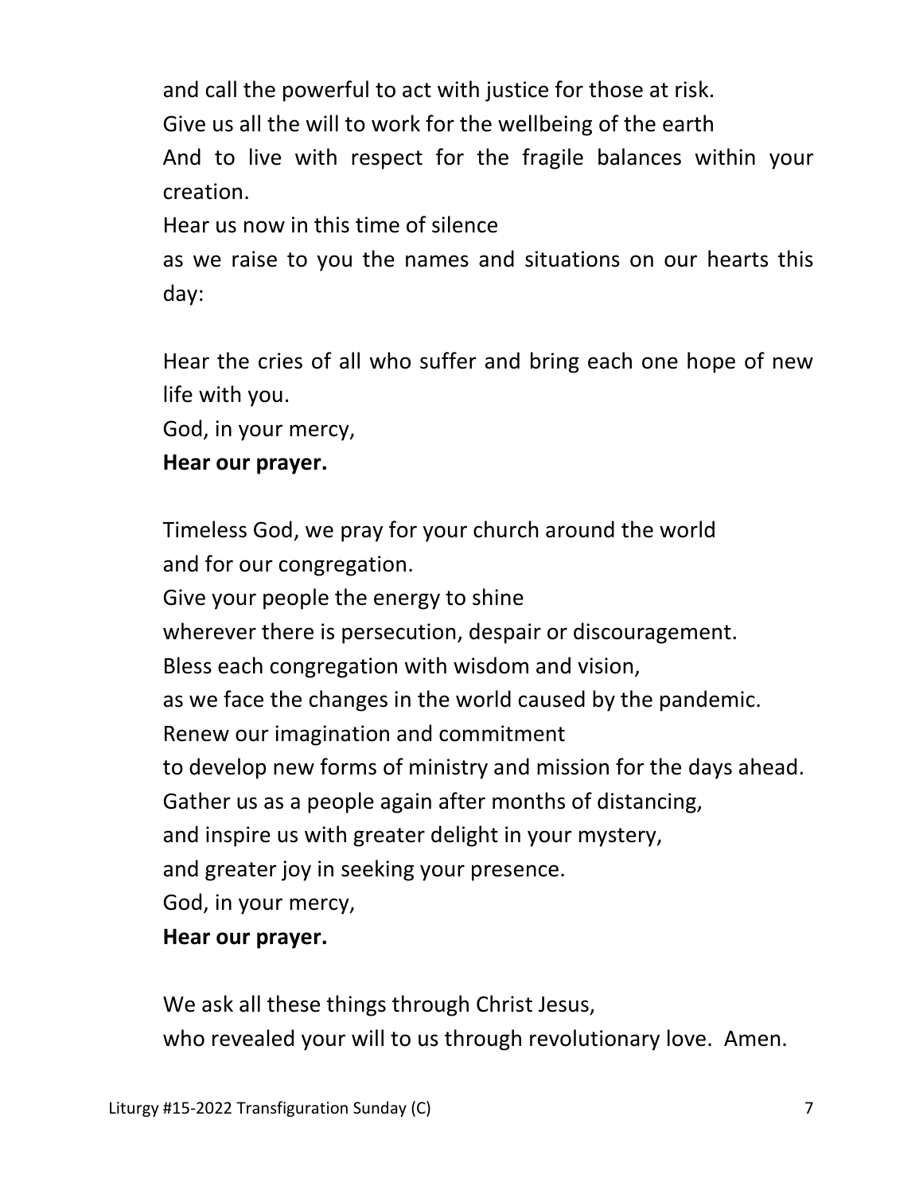and call the powerful to act with justice for those at risk.
Give us all the will to work for the wellbeing of the earth
And to live with respect for the fragile balances within your creation.
Hear us now in this time of silence
as we raise to you the names and situations on our hearts this day:

Hear the cries of all who suffer and bring each one hope of new life with you.
God, in your mercy,
**Hear our prayer.**

Timeless God, we pray for your church around the world
and for our congregation.
Give your people the energy to shine
wherever there is persecution, despair or discouragement.
Bless each congregation with wisdom and vision,
as we face the changes in the world caused by the pandemic.
Renew our imagination and commitment
to develop new forms of ministry and mission for the days ahead.
Gather us as a people again after months of distancing,
and inspire us with greater delight in your mystery,
and greater joy in seeking your presence.
God, in your mercy,
**Hear our prayer.**

We ask all these things through Christ Jesus,
who revealed your will to us through revolutionary love. Amen.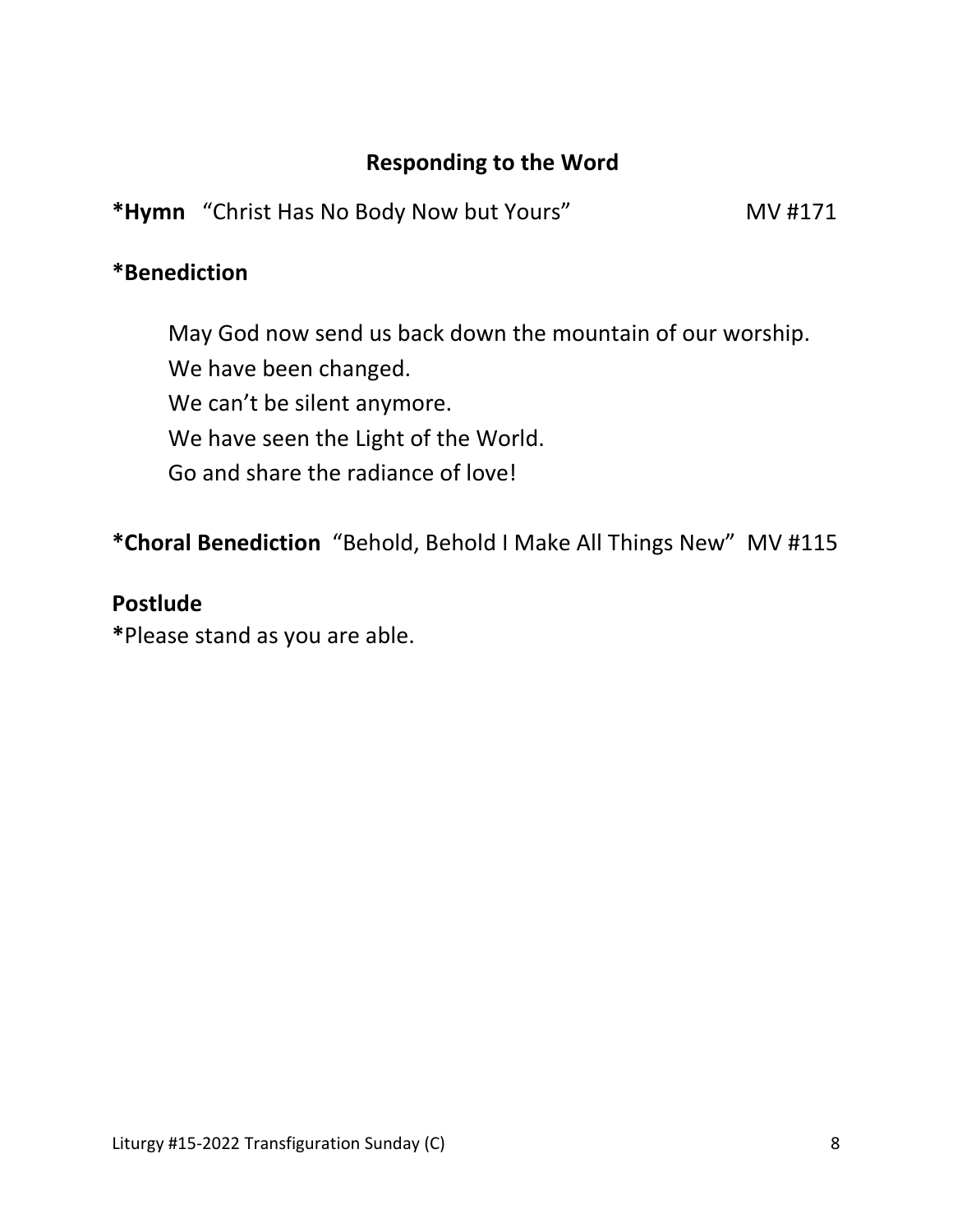## Responding to the Word

**\*Hymn** "Christ Has No Body Now but Yours" MV #171

**\*Benediction**

May God now send us back down the mountain of our worship.
We have been changed.
We can't be silent anymore.
We have seen the Light of the World.
Go and share the radiance of love!

**\*Choral Benediction** "Behold, Behold I Make All Things New" MV #115

**Postlude**

**\***Please stand as you are able.